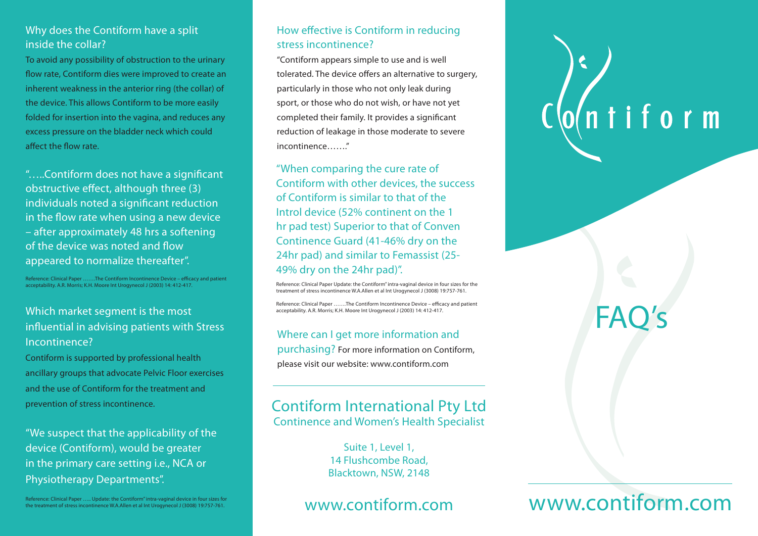## Why does the Contiform have a split inside the collar?

To avoid any possibility of obstruction to the urinary flow rate, Contiform dies were improved to create an inherent weakness in the anterior ring (the collar) of the device. This allows Contiform to be more easily folded for insertion into the vagina, and reduces any excess pressure on the bladder neck which could affect the flow rate.

"…..Contiform does not have a significant obstructive effect, although three (3) individuals noted a significant reduction in the flow rate when using a new device – after approximately 48 hrs a softening of the device was noted and flow appeared to normalize thereafter".

Reference: Clinical Paper …….The Contiform Incontinence Device – efficacy and patient acceptability. A.R. Morris; K.H. Moore Int Urogynecol J (2003) 14: 412-417.

## Which market segment is the most influential in advising patients with Stress Incontinence?

Contiform is supported by professional health ancillary groups that advocate Pelvic Floor exercises and the use of Contiform for the treatment and prevention of stress incontinence.

"We suspect that the applicability of the device (Contiform), would be greater in the primary care setting i.e., NCA or Physiotherapy Departments".

Reference: Clinical Paper ….. Update: the Contiform" intra-vaginal device in four sizes for the treatment of stress incontinence W.A.Allen et al Int Urogynecol J (3008) 19:757-761.

## How effective is Contiform in reducing stress incontinence?

"Contiform appears simple to use and is well tolerated. The device offers an alternative to surgery, particularly in those who not only leak during sport, or those who do not wish, or have not yet completed their family. It provides a significant reduction of leakage in those moderate to severe incontinence……."

"When comparing the cure rate of Contiform with other devices, the success of Contiform is similar to that of the Introl device (52% continent on the 1 hr pad test) Superior to that of Conven Continence Guard (41-46% dry on the 24hr pad) and similar to Femassist (25-49% dry on the 24hr pad)".

Reference: Clinical Paper Update: the Contiform" intra-vaginal device in four sizes for the treatment of stress incontinence W.A.Allen et al Int Urogynecol J (3008) 19:757-761.

Reference: Clinical Paper …….The Contiform Incontinence Device – efficacy and patient acceptability. A.R. Morris; K.H. Moore Int Urogynecol J (2003) 14: 412-417.

## Where can I get more information and purchasing?

For more information on Contiform, please visit our website: www.contiform.com

## Contiform International Pty Ltd

Continence and Women's Health Specialist

Suite 1, Level 1,
14 Flushcombe Road,
Blacktown, NSW, 2148

www.contiform.com

# Contiform

# FAQ's

www.contiform.com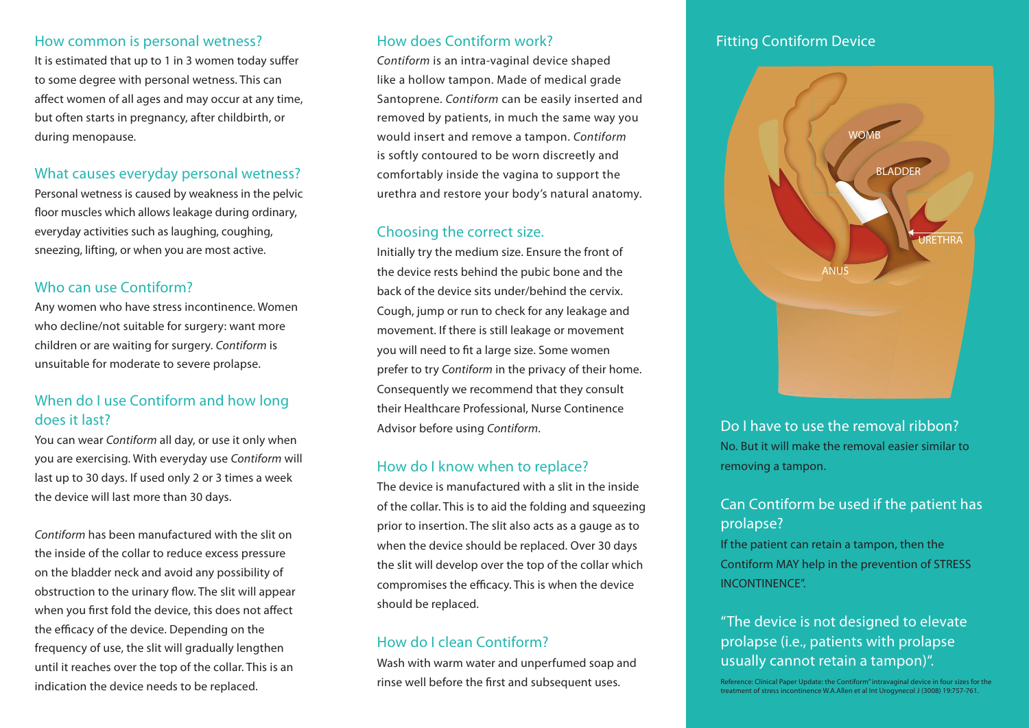## How common is personal wetness?

It is estimated that up to 1 in 3 women today suffer to some degree with personal wetness. This can affect women of all ages and may occur at any time, but often starts in pregnancy, after childbirth, or during menopause.

## What causes everyday personal wetness?

Personal wetness is caused by weakness in the pelvic floor muscles which allows leakage during ordinary, everyday activities such as laughing, coughing, sneezing, lifting, or when you are most active.

## Who can use Contiform?

Any women who have stress incontinence. Women who decline/not suitable for surgery: want more children or are waiting for surgery. *Contiform* is unsuitable for moderate to severe prolapse.

## When do I use Contiform and how long does it last?

You can wear *Contiform* all day, or use it only when you are exercising. With everyday use *Contiform* will last up to 30 days. If used only 2 or 3 times a week the device will last more than 30 days.

*Contiform* has been manufactured with the slit on the inside of the collar to reduce excess pressure on the bladder neck and avoid any possibility of obstruction to the urinary flow. The slit will appear when you first fold the device, this does not affect the efficacy of the device. Depending on the frequency of use, the slit will gradually lengthen until it reaches over the top of the collar. This is an indication the device needs to be replaced.

## How does Contiform work?

*Contiform* is an intra-vaginal device shaped like a hollow tampon. Made of medical grade Santoprene. *Contiform* can be easily inserted and removed by patients, in much the same way you would insert and remove a tampon. *Contiform* is softly contoured to be worn discreetly and comfortably inside the vagina to support the urethra and restore your body's natural anatomy.

## Choosing the correct size.

Initially try the medium size. Ensure the front of the device rests behind the pubic bone and the back of the device sits under/behind the cervix. Cough, jump or run to check for any leakage and movement. If there is still leakage or movement you will need to fit a large size. Some women prefer to try *Contiform* in the privacy of their home. Consequently we recommend that they consult their Healthcare Professional, Nurse Continence Advisor before using *Contiform*.

## How do I know when to replace?

The device is manufactured with a slit in the inside of the collar. This is to aid the folding and squeezing prior to insertion. The slit also acts as a gauge as to when the device should be replaced. Over 30 days the slit will develop over the top of the collar which compromises the efficacy. This is when the device should be replaced.

## How do I clean Contiform?

Wash with warm water and unperfumed soap and rinse well before the first and subsequent uses.

## Fitting Contiform Device

WOMB

BLADDER

URETHRA

ANUS

## Do I have to use the removal ribbon?

No. But it will make the removal easier similar to removing a tampon.

## Can Contiform be used if the patient has prolapse?

If the patient can retain a tampon, then the Contiform MAY help in the prevention of STRESS INCONTINENCE".

"The device is not designed to elevate prolapse (i.e., patients with prolapse usually cannot retain a tampon)".

Reference: Clinical Paper Update: the Contiform" intravaginal device in four sizes for the treatment of stress incontinence W.A.Allen et al Int Urogynecol J (3008) 19:757-761.